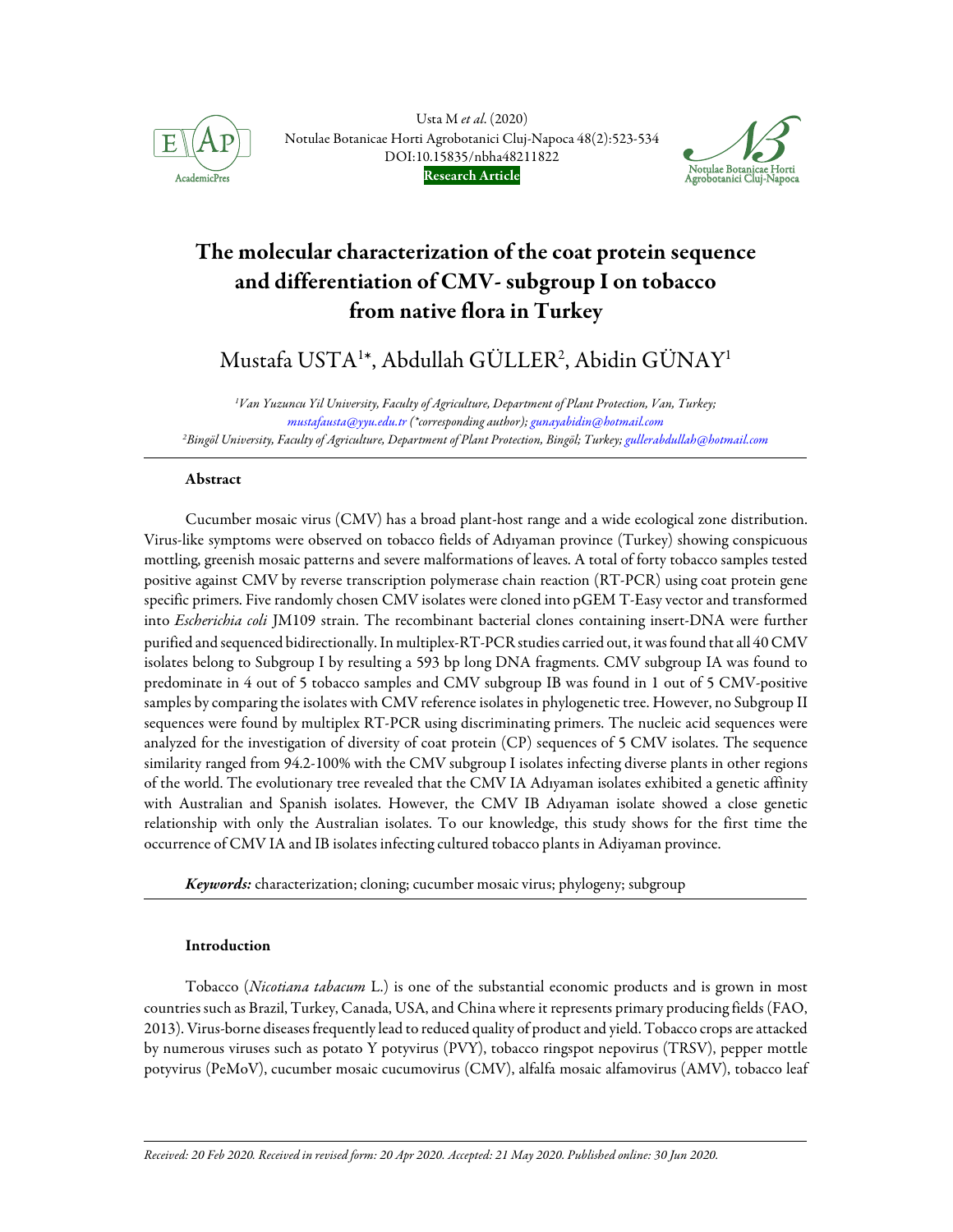# The molecular characterization of the coat protein sequence and differentiation of CMV- subgroup I on tobacco from native flora in Turkey

Mustafa USTA[1*], Abdullah GÜLLER[2], Abidin GÜNAY[1]

[1]*Van Yuzuncu Yil University, Faculty of Agriculture, Department of Plant Protection, Van, Turkey; mustafausta@yyu.edu.tr (\*corresponding author); gunayabidin@hotmail.com*
[2]*Bingöl University, Faculty of Agriculture, Department of Plant Protection, Bingöl; Turkey; gullerabdullah@hotmail.com*

## Abstract

Cucumber mosaic virus (CMV) has a broad plant-host range and a wide ecological zone distribution. Virus-like symptoms were observed on tobacco fields of Adıyaman province (Turkey) showing conspicuous mottling, greenish mosaic patterns and severe malformations of leaves. A total of forty tobacco samples tested positive against CMV by reverse transcription polymerase chain reaction (RT-PCR) using coat protein gene specific primers. Five randomly chosen CMV isolates were cloned into pGEM T-Easy vector and transformed into *Escherichia coli* JM109 strain. The recombinant bacterial clones containing insert-DNA were further purified and sequenced bidirectionally. In multiplex-RT-PCR studies carried out, it was found that all 40 CMV isolates belong to Subgroup I by resulting a 593 bp long DNA fragments. CMV subgroup IA was found to predominate in 4 out of 5 tobacco samples and CMV subgroup IB was found in 1 out of 5 CMV-positive samples by comparing the isolates with CMV reference isolates in phylogenetic tree. However, no Subgroup II sequences were found by multiplex RT-PCR using discriminating primers. The nucleic acid sequences were analyzed for the investigation of diversity of coat protein (CP) sequences of 5 CMV isolates. The sequence similarity ranged from 94.2-100% with the CMV subgroup I isolates infecting diverse plants in other regions of the world. The evolutionary tree revealed that the CMV IA Adıyaman isolates exhibited a genetic affinity with Australian and Spanish isolates. However, the CMV IB Adıyaman isolate showed a close genetic relationship with only the Australian isolates. To our knowledge, this study shows for the first time the occurrence of CMV IA and IB isolates infecting cultured tobacco plants in Adiyaman province.

***Keywords:*** characterization; cloning; cucumber mosaic virus; phylogeny; subgroup

## Introduction

Tobacco (*Nicotiana tabacum* L.) is one of the substantial economic products and is grown in most countries such as Brazil, Turkey, Canada, USA, and China where it represents primary producing fields (FAO, 2013). Virus-borne diseases frequently lead to reduced quality of product and yield. Tobacco crops are attacked by numerous viruses such as potato Y potyvirus (PVY), tobacco ringspot nepovirus (TRSV), pepper mottle potyvirus (PeMoV), cucumber mosaic cucumovirus (CMV), alfalfa mosaic alfamovirus (AMV), tobacco leaf

*Received: 20 Feb 2020. Received in revised form: 20 Apr 2020. Accepted: 21 May 2020. Published online: 30 Jun 2020.*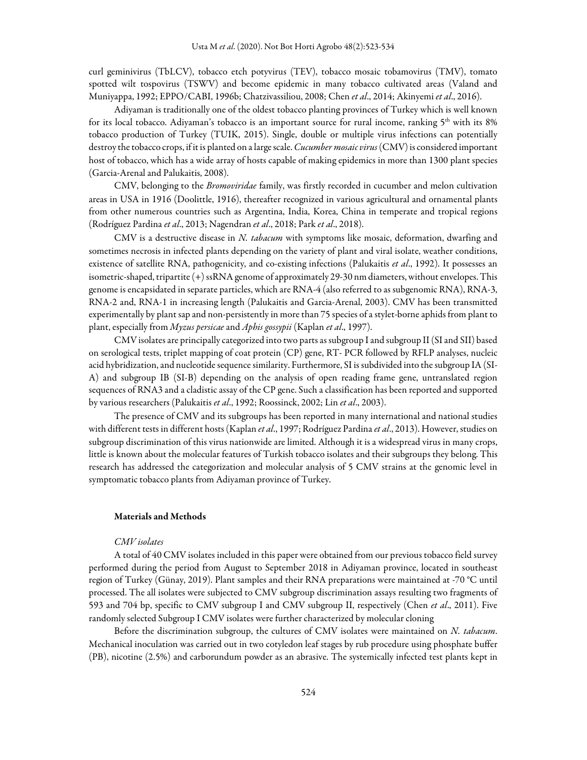curl geminivirus (TbLCV), tobacco etch potyvirus (TEV), tobacco mosaic tobamovirus (TMV), tomato spotted wilt tospovirus (TSWV) and become epidemic in many tobacco cultivated areas (Valand and Muniyappa, 1992; EPPO/CABI, 1996b; Chatzivassiliou, 2008; Chen *et al*., 2014; Akinyemi *et al*., 2016).

Adiyaman is traditionally one of the oldest tobacco planting provinces of Turkey which is well known for its local tobacco. Adiyaman's tobacco is an important source for rural income, ranking 5th with its 8% tobacco production of Turkey (TUIK, 2015). Single, double or multiple virus infections can potentially destroy the tobacco crops, if it is planted on a large scale. *Cucumber mosaic virus* (CMV) is considered important host of tobacco, which has a wide array of hosts capable of making epidemics in more than 1300 plant species (Garcia-Arenal and Palukaitis, 2008).

CMV, belonging to the *Bromoviridae* family, was firstly recorded in cucumber and melon cultivation areas in USA in 1916 (Doolittle, 1916), thereafter recognized in various agricultural and ornamental plants from other numerous countries such as Argentina, India, Korea, China in temperate and tropical regions (Rodríguez Pardina *et al*., 2013; Nagendran *et al*., 2018; Park *et al*., 2018).

CMV is a destructive disease in *N. tabacum* with symptoms like mosaic, deformation, dwarfing and sometimes necrosis in infected plants depending on the variety of plant and viral isolate, weather conditions, existence of satellite RNA, pathogenicity, and co-existing infections (Palukaitis *et al*., 1992). It possesses an isometric-shaped, tripartite (+) ssRNA genome of approximately 29-30 nm diameters, without envelopes. This genome is encapsidated in separate particles, which are RNA-4 (also referred to as subgenomic RNA), RNA-3, RNA-2 and, RNA-1 in increasing length (Palukaitis and Garcia-Arenal, 2003). CMV has been transmitted experimentally by plant sap and non-persistently in more than 75 species of a stylet-borne aphids from plant to plant, especially from *Myzus persicae* and *Aphis gossypii* (Kaplan *et al*., 1997).

CMV isolates are principally categorized into two parts as subgroup I and subgroup II (SI and SII) based on serological tests, triplet mapping of coat protein (CP) gene, RT- PCR followed by RFLP analyses, nucleic acid hybridization, and nucleotide sequence similarity. Furthermore, SI is subdivided into the subgroup IA (SI-A) and subgroup IB (SI-B) depending on the analysis of open reading frame gene, untranslated region sequences of RNA3 and a cladistic assay of the CP gene. Such a classification has been reported and supported by various researchers (Palukaitis *et al*., 1992; Roossinck, 2002; Lin *et al*., 2003).

The presence of CMV and its subgroups has been reported in many international and national studies with different tests in different hosts (Kaplan *et al*., 1997; Rodríguez Pardina *et al*., 2013). However, studies on subgroup discrimination of this virus nationwide are limited. Although it is a widespread virus in many crops, little is known about the molecular features of Turkish tobacco isolates and their subgroups they belong. This research has addressed the categorization and molecular analysis of 5 CMV strains at the genomic level in symptomatic tobacco plants from Adiyaman province of Turkey.

## Materials and Methods

### *CMV isolates*

A total of 40 CMV isolates included in this paper were obtained from our previous tobacco field survey performed during the period from August to September 2018 in Adiyaman province, located in southeast region of Turkey (Günay, 2019). Plant samples and their RNA preparations were maintained at -70 °C until processed. The all isolates were subjected to CMV subgroup discrimination assays resulting two fragments of 593 and 704 bp, specific to CMV subgroup I and CMV subgroup II, respectively (Chen *et al*., 2011). Five randomly selected Subgroup I CMV isolates were further characterized by molecular cloning

Before the discrimination subgroup, the cultures of CMV isolates were maintained on *N. tabacum*. Mechanical inoculation was carried out in two cotyledon leaf stages by rub procedure using phosphate buffer (PB), nicotine (2.5%) and carborundum powder as an abrasive. The systemically infected test plants kept in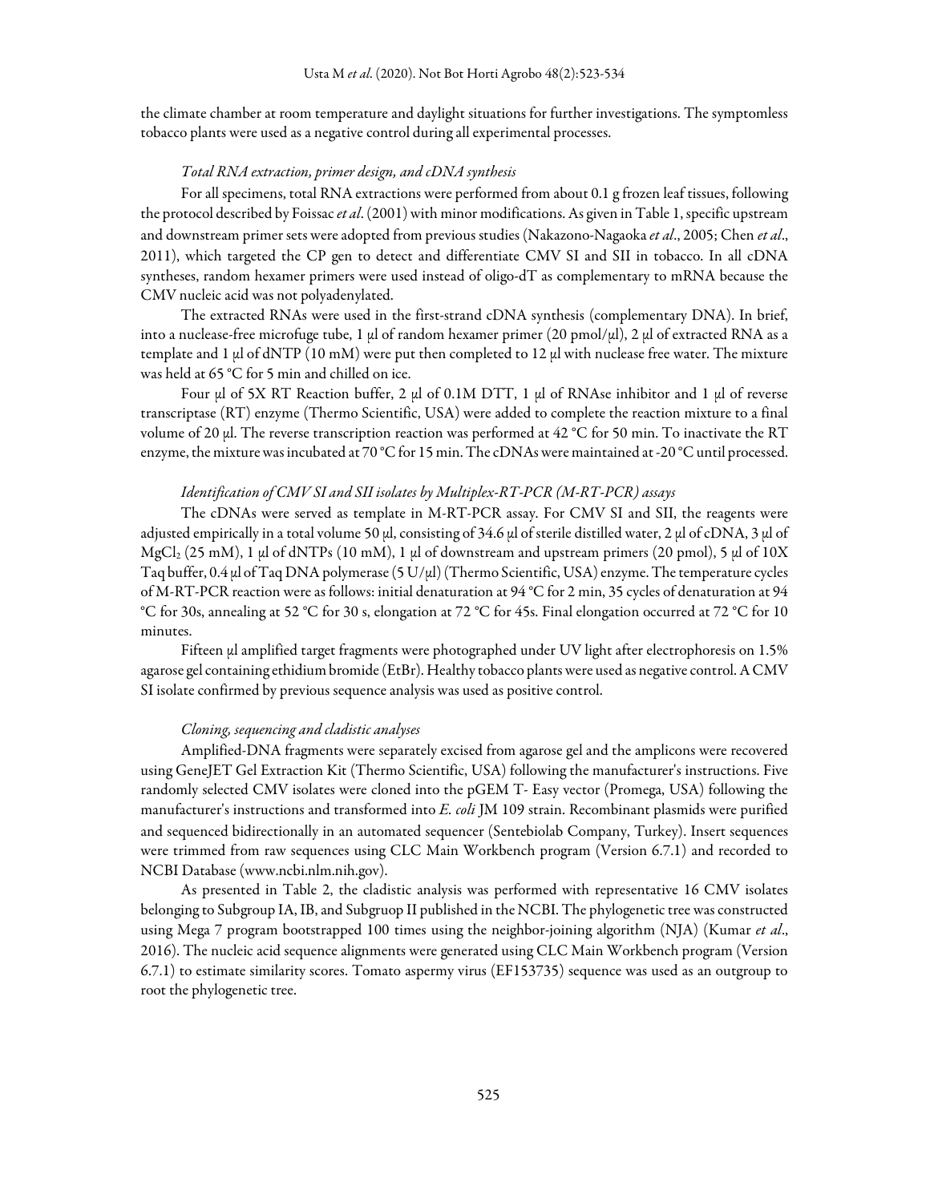the climate chamber at room temperature and daylight situations for further investigations. The symptomless tobacco plants were used as a negative control during all experimental processes.

### *Total RNA extraction, primer design, and cDNA synthesis*

For all specimens, total RNA extractions were performed from about 0.1 g frozen leaf tissues, following the protocol described by Foissac *et al*. (2001) with minor modifications. As given in Table 1, specific upstream and downstream primer sets were adopted from previous studies (Nakazono-Nagaoka *et al*., 2005; Chen *et al*., 2011), which targeted the CP gen to detect and differentiate CMV SI and SII in tobacco. In all cDNA syntheses, random hexamer primers were used instead of oligo-dT as complementary to mRNA because the CMV nucleic acid was not polyadenylated.

The extracted RNAs were used in the first-strand cDNA synthesis (complementary DNA). In brief, into a nuclease-free microfuge tube, 1 µl of random hexamer primer (20 pmol/µl), 2 µl of extracted RNA as a template and 1 µl of dNTP (10 mM) were put then completed to 12 µl with nuclease free water. The mixture was held at 65 °C for 5 min and chilled on ice.

Four µl of 5X RT Reaction buffer, 2 µl of 0.1M DTT, 1 µl of RNAse inhibitor and 1 µl of reverse transcriptase (RT) enzyme (Thermo Scientific, USA) were added to complete the reaction mixture to a final volume of 20 µl. The reverse transcription reaction was performed at 42 °C for 50 min. To inactivate the RT enzyme, the mixture was incubated at 70 °C for 15 min. The cDNAs were maintained at -20 °C until processed.

### *Identification of CMV SI and SII isolates by Multiplex-RT-PCR (M-RT-PCR) assays*

The cDNAs were served as template in M-RT-PCR assay. For CMV SI and SII, the reagents were adjusted empirically in a total volume 50 µl, consisting of 34.6 µl of sterile distilled water, 2 µl of cDNA, 3 µl of $MgCl_2$ (25 mM), 1 µl of dNTPs (10 mM), 1 µl of downstream and upstream primers (20 pmol), 5 µl of 10X Taq buffer, 0.4 µl of Taq DNA polymerase (5 U/µl) (Thermo Scientific, USA) enzyme. The temperature cycles of M-RT-PCR reaction were as follows: initial denaturation at 94 °C for 2 min, 35 cycles of denaturation at 94 °C for 30s, annealing at 52 °C for 30 s, elongation at 72 °C for 45s. Final elongation occurred at 72 °C for 10 minutes.

Fifteen µl amplified target fragments were photographed under UV light after electrophoresis on 1.5% agarose gel containing ethidium bromide (EtBr). Healthy tobacco plants were used as negative control. A CMV SI isolate confirmed by previous sequence analysis was used as positive control.

### *Cloning, sequencing and cladistic analyses*

Amplified-DNA fragments were separately excised from agarose gel and the amplicons were recovered using GeneJET Gel Extraction Kit (Thermo Scientific, USA) following the manufacturer's instructions. Five randomly selected CMV isolates were cloned into the pGEM T- Easy vector (Promega, USA) following the manufacturer's instructions and transformed into *E. coli* JM 109 strain. Recombinant plasmids were purified and sequenced bidirectionally in an automated sequencer (Sentebiolab Company, Turkey). Insert sequences were trimmed from raw sequences using CLC Main Workbench program (Version 6.7.1) and recorded to NCBI Database (www.ncbi.nlm.nih.gov).

As presented in Table 2, the cladistic analysis was performed with representative 16 CMV isolates belonging to Subgroup IA, IB, and Subgruop II published in the NCBI. The phylogenetic tree was constructed using Mega 7 program bootstrapped 100 times using the neighbor-joining algorithm (NJA) (Kumar *et al*., 2016). The nucleic acid sequence alignments were generated using CLC Main Workbench program (Version 6.7.1) to estimate similarity scores. Tomato aspermy virus (EF153735) sequence was used as an outgroup to root the phylogenetic tree.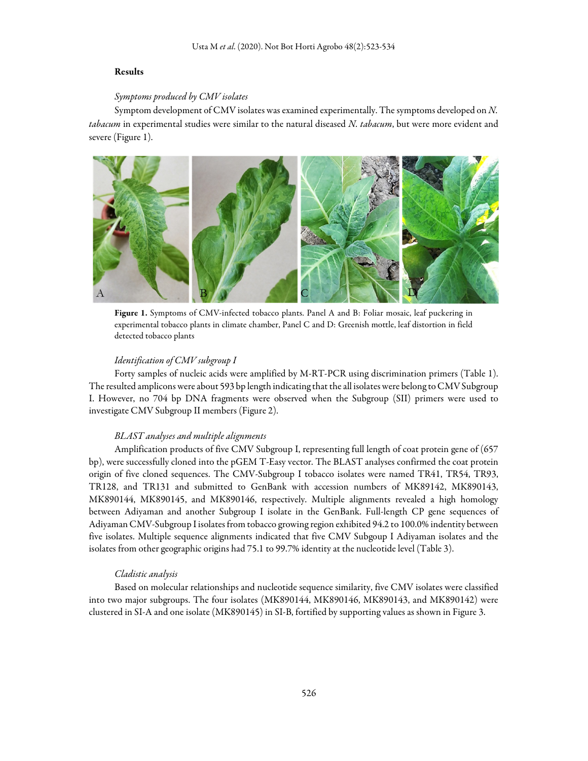## Results

### *Symptoms produced by CMV isolates*

Symptom development of CMV isolates was examined experimentally. The symptoms developed on *N. tabacum* in experimental studies were similar to the natural diseased *N. tabacum*, but were more evident and severe (Figure 1).

**Figure 1.** Symptoms of CMV-infected tobacco plants. Panel A and B: Foliar mosaic, leaf puckering in experimental tobacco plants in climate chamber, Panel C and D: Greenish mottle, leaf distortion in field detected tobacco plants

### *Identification of CMV subgroup I*

Forty samples of nucleic acids were amplified by M-RT-PCR using discrimination primers (Table 1). The resulted amplicons were about 593 bp length indicating that the all isolates were belong to CMV Subgroup I. However, no 704 bp DNA fragments were observed when the Subgroup (SII) primers were used to investigate CMV Subgroup II members (Figure 2).

### *BLAST analyses and multiple alignments*

Amplification products of five CMV Subgroup I, representing full length of coat protein gene of (657 bp), were successfully cloned into the pGEM T-Easy vector. The BLAST analyses confirmed the coat protein origin of five cloned sequences. The CMV-Subgroup I tobacco isolates were named TR41, TR54, TR93, TR128, and TR131 and submitted to GenBank with accession numbers of MK89142, MK890143, MK890144, MK890145, and MK890146, respectively. Multiple alignments revealed a high homology between Adiyaman and another Subgroup I isolate in the GenBank. Full-length CP gene sequences of Adiyaman CMV-Subgroup I isolates from tobacco growing region exhibited 94.2 to 100.0% indentity between five isolates. Multiple sequence alignments indicated that five CMV Subgoup I Adiyaman isolates and the isolates from other geographic origins had 75.1 to 99.7% identity at the nucleotide level (Table 3).

### *Cladistic analysis*

Based on molecular relationships and nucleotide sequence similarity, five CMV isolates were classified into two major subgroups. The four isolates (MK890144, MK890146, MK890143, and MK890142) were clustered in SI-A and one isolate (MK890145) in SI-B, fortified by supporting values as shown in Figure 3.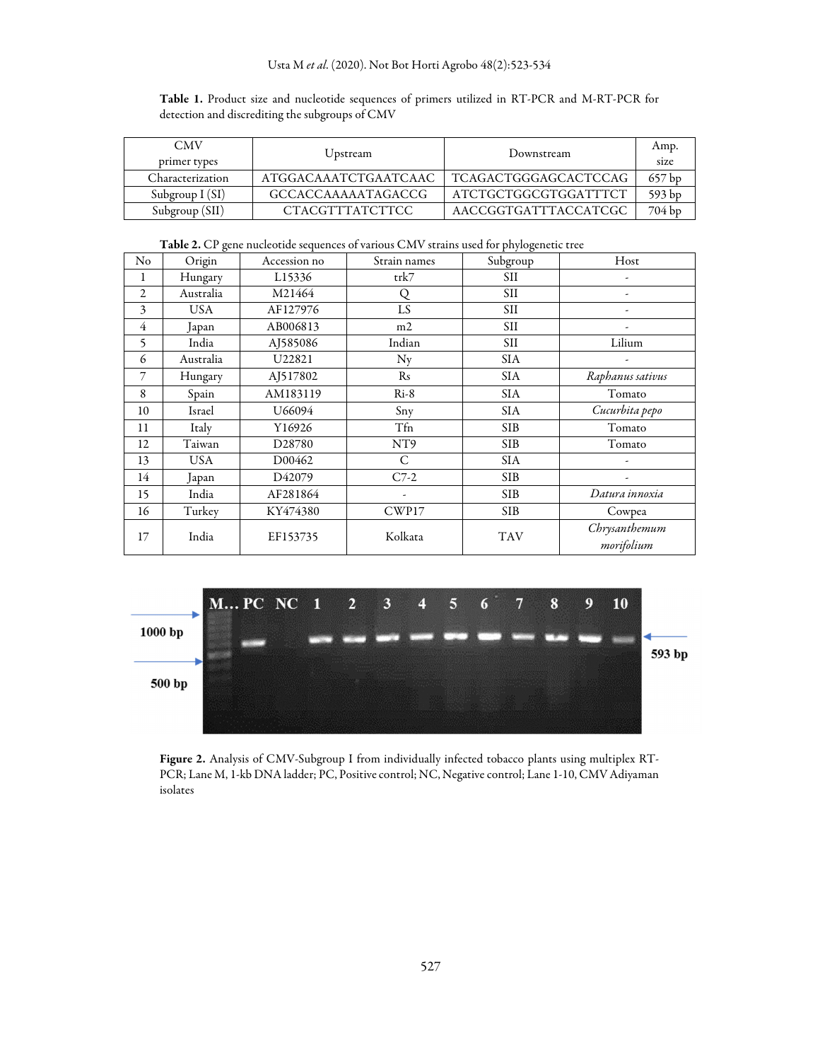**Table 1.** Product size and nucleotide sequences of primers utilized in RT-PCR and M-RT-PCR for detection and discrediting the subgroups of CMV

| CMV primer types | Upstream | Downstream | Amp. size |
|---|---|---|---|
| Characterization | ATGGACAAATCTGAATCAAC | TCAGACTGGGAGCACTCCAG | 657 bp |
| Subgroup I (SI) | GCCACCAAAAATAGACCG | ATCTGCTGGCGTGGATTTCT | 593 bp |
| Subgroup (SII) | CTACGTTTATCTTCC | AACCGGTGATTTACCATCGC | 704 bp |

**Table 2.** CP gene nucleotide sequences of various CMV strains used for phylogenetic tree

| No | Origin | Accession no | Strain names | Subgroup | Host |
|---|---|---|---|---|---|
| 1 | Hungary | L15336 | trk7 | SII | - |
| 2 | Australia | M21464 | Q | SII | - |
| 3 | USA | AF127976 | LS | SII | - |
| 4 | Japan | AB006813 | m2 | SII | - |
| 5 | India | AJ585086 | Indian | SII | Lilium |
| 6 | Australia | U22821 | Ny | SIA | - |
| 7 | Hungary | AJ517802 | Rs | SIA | *Raphanus sativus* |
| 8 | Spain | AM183119 | Ri-8 | SIA | Tomato |
| 10 | Israel | U66094 | Sny | SIA | *Cucurbita pepo* |
| 11 | Italy | Y16926 | Tfn | SIB | Tomato |
| 12 | Taiwan | D28780 | NT9 | SIB | Tomato |
| 13 | USA | D00462 | C | SIA | - |
| 14 | Japan | D42079 | C7-2 | SIB | - |
| 15 | India | AF281864 | - | SIB | *Datura innoxia* |
| 16 | Turkey | KY474380 | CWP17 | SIB | Cowpea |
| 17 | India | EF153735 | Kolkata | TAV | *Chrysanthemum morifolium* |

**Figure 2.** Analysis of CMV-Subgroup I from individually infected tobacco plants using multiplex RT-PCR; Lane M, 1-kb DNA ladder; PC, Positive control; NC, Negative control; Lane 1-10, CMV Adiyaman isolates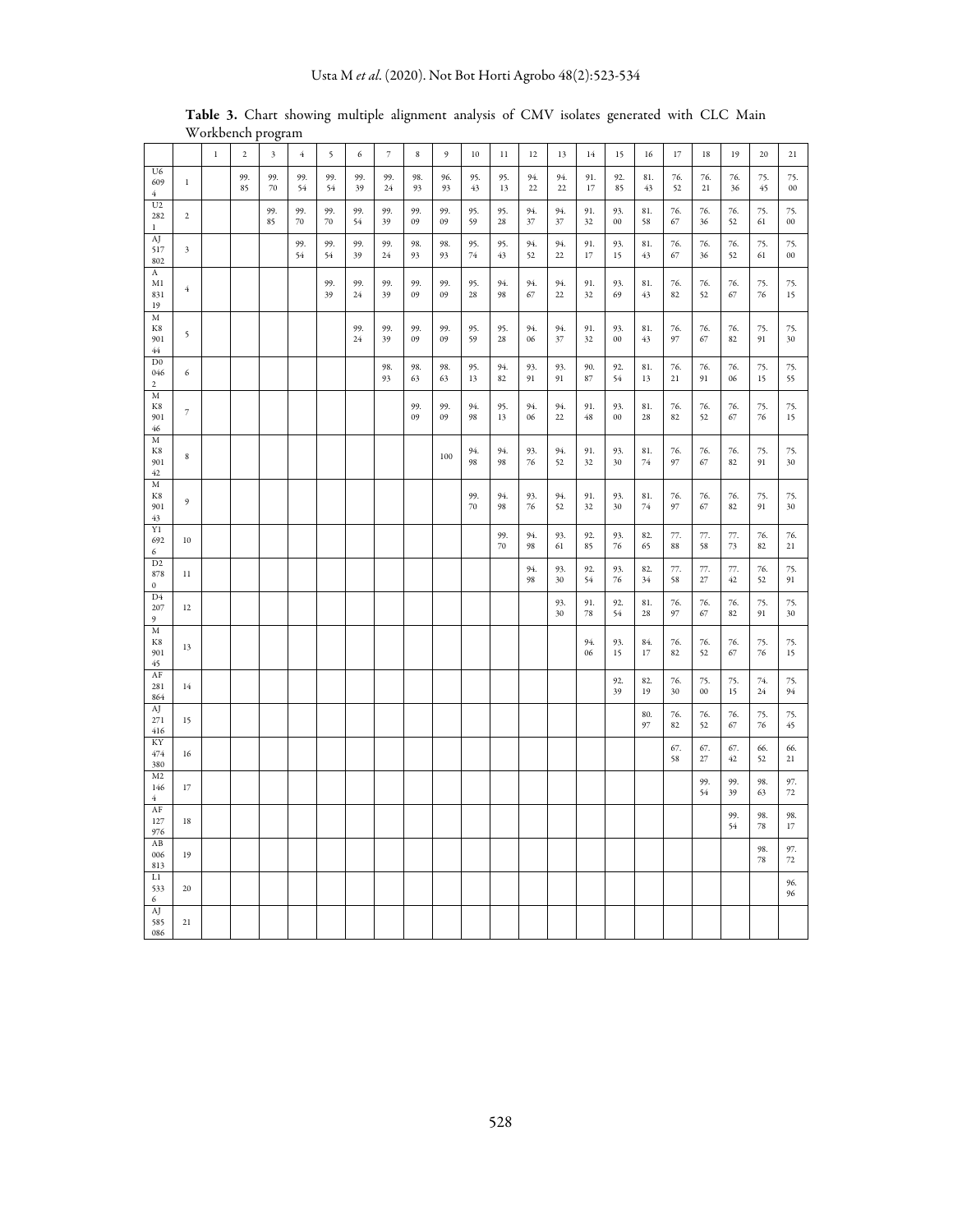**Table 3.** Chart showing multiple alignment analysis of CMV isolates generated with CLC Main Workbench program

| | | 1 | 2 | 3 | 4 | 5 | 6 | 7 | 8 | 9 | 10 | 11 | 12 | 13 | 14 | 15 | 16 | 17 | 18 | 19 | 20 | 21 |
|---|---|---|---|---|---|---|---|---|---|---|---|---|---|---|---|---|---|---|---|---|---|---|
| U66094 | 1 | | 99.85 | 99.70 | 99.54 | 99.54 | 99.39 | 99.24 | 98.93 | 96.93 | 95.43 | 95.13 | 94.22 | 94.22 | 91.17 | 92.85 | 81.43 | 76.52 | 76.21 | 76.36 | 75.45 | 75.00 |
| U22821 | 2 | | | 99.85 | 99.70 | 99.70 | 99.54 | 99.39 | 99.09 | 99.09 | 95.59 | 95.28 | 94.37 | 94.37 | 91.32 | 93.00 | 81.58 | 76.67 | 76.36 | 76.52 | 75.61 | 75.00 |
| AJ517802 | 3 | | | | 99.54 | 99.54 | 99.39 | 99.24 | 98.93 | 98.93 | 95.74 | 95.43 | 94.52 | 94.22 | 91.17 | 93.15 | 81.43 | 76.67 | 76.36 | 76.52 | 75.61 | 75.00 |
| AM183119 | 4 | | | | | 99.39 | 99.24 | 99.39 | 99.09 | 99.09 | 95.28 | 94.98 | 94.67 | 94.22 | 91.32 | 93.69 | 81.43 | 76.82 | 76.52 | 76.67 | 75.76 | 75.15 |
| MK890144 | 5 | | | | | | 99.24 | 99.39 | 99.09 | 99.09 | 95.59 | 95.28 | 94.06 | 94.37 | 91.32 | 93.00 | 81.43 | 76.97 | 76.67 | 76.82 | 75.91 | 75.30 |
| D00462 | 6 | | | | | | | 98.93 | 98.63 | 98.63 | 95.13 | 94.82 | 93.91 | 93.91 | 90.87 | 92.54 | 81.13 | 76.21 | 76.91 | 76.06 | 75.15 | 75.55 |
| MK890146 | 7 | | | | | | | | 99.09 | 99.09 | 94.98 | 95.13 | 94.06 | 94.22 | 91.48 | 93.00 | 81.28 | 76.82 | 76.52 | 76.67 | 75.76 | 75.15 |
| MK890142 | 8 | | | | | | | | | 100 | 94.98 | 94.98 | 93.76 | 94.52 | 91.32 | 93.30 | 81.74 | 76.97 | 76.67 | 76.82 | 75.91 | 75.30 |
| MK890143 | 9 | | | | | | | | | | 99.70 | 94.98 | 93.76 | 94.52 | 91.32 | 93.30 | 81.74 | 76.97 | 76.67 | 76.82 | 75.91 | 75.30 |
| Y16926 | 10 | | | | | | | | | | | 99.70 | 94.98 | 93.61 | 92.85 | 93.76 | 82.65 | 77.88 | 77.58 | 77.73 | 76.82 | 76.21 |
| D28780 | 11 | | | | | | | | | | | | 94.98 | 93.30 | 92.54 | 93.76 | 82.34 | 77.58 | 77.27 | 77.42 | 76.52 | 75.91 |
| D42079 | 12 | | | | | | | | | | | | | 93.30 | 91.78 | 92.54 | 81.28 | 76.97 | 76.67 | 76.82 | 75.91 | 75.30 |
| MK890145 | 13 | | | | | | | | | | | | | | 94.06 | 93.15 | 84.17 | 76.82 | 76.52 | 76.67 | 75.76 | 75.15 |
| AF281864 | 14 | | | | | | | | | | | | | | | 92.39 | 82.19 | 76.30 | 75.00 | 75.15 | 74.24 | 75.94 |
| AJ271416 | 15 | | | | | | | | | | | | | | | | 80.97 | 76.82 | 76.52 | 76.67 | 75.76 | 75.45 |
| KY474380 | 16 | | | | | | | | | | | | | | | | | 67.58 | 67.27 | 67.42 | 66.52 | 66.21 |
| M21464 | 17 | | | | | | | | | | | | | | | | | | 99.54 | 99.39 | 98.63 | 97.72 |
| AF127976 | 18 | | | | | | | | | | | | | | | | | | | 99.54 | 98.78 | 98.17 |
| AB006813 | 19 | | | | | | | | | | | | | | | | | | | | 98.78 | 97.72 |
| L15336 | 20 | | | | | | | | | | | | | | | | | | | | | 96.96 |
| AJ585086 | 21 | | | | | | | | | | | | | | | | | | | | | |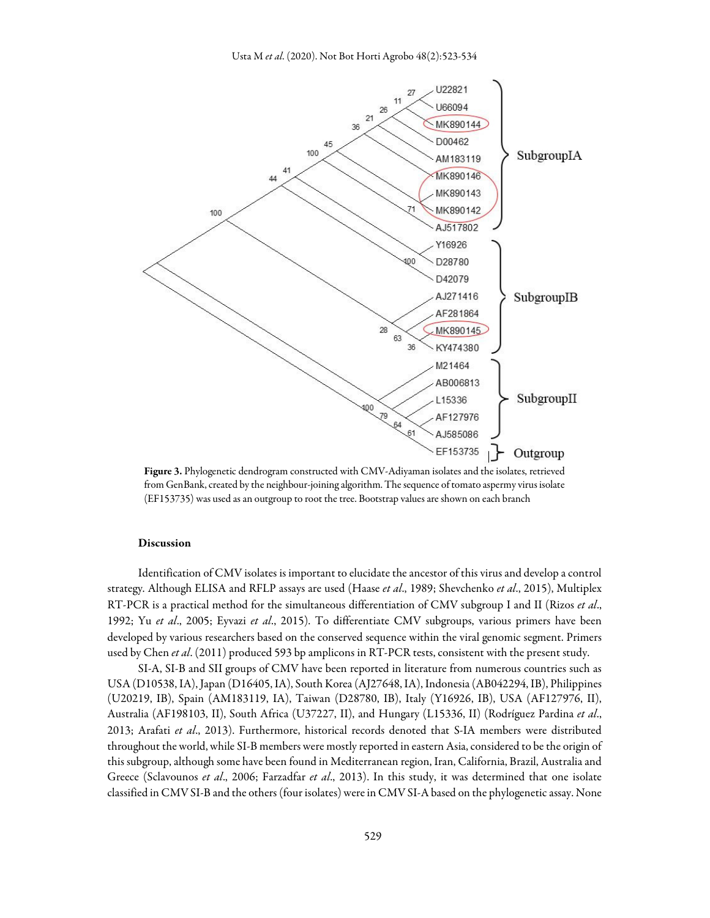Figure 3. Phylogenetic dendrogram constructed with CMV-Adiyaman isolates and the isolates, retrieved from GenBank, created by the neighbour-joining algorithm. The sequence of tomato aspermy virus isolate (EF153735) was used as an outgroup to root the tree. Bootstrap values are shown on each branch

## Discussion

Identification of CMV isolates is important to elucidate the ancestor of this virus and develop a control strategy. Although ELISA and RFLP assays are used (Haase *et al*., 1989; Shevchenko *et al*., 2015), Multiplex RT-PCR is a practical method for the simultaneous differentiation of CMV subgroup I and II (Rizos *et al*., 1992; Yu *et al*., 2005; Eyvazi *et al*., 2015). To differentiate CMV subgroups, various primers have been developed by various researchers based on the conserved sequence within the viral genomic segment. Primers used by Chen *et al*. (2011) produced 593 bp amplicons in RT-PCR tests, consistent with the present study.

SI-A, SI-B and SII groups of CMV have been reported in literature from numerous countries such as USA (D10538, IA), Japan (D16405, IA), South Korea (AJ27648, IA), Indonesia (AB042294, IB), Philippines (U20219, IB), Spain (AM183119, IA), Taiwan (D28780, IB), Italy (Y16926, IB), USA (AF127976, II), Australia (AF198103, II), South Africa (U37227, II), and Hungary (L15336, II) (Rodríguez Pardina *et al*., 2013; Arafati *et al*., 2013). Furthermore, historical records denoted that S-IA members were distributed throughout the world, while SI-B members were mostly reported in eastern Asia, considered to be the origin of this subgroup, although some have been found in Mediterranean region, Iran, California, Brazil, Australia and Greece (Sclavounos *et al*., 2006; Farzadfar *et al*., 2013). In this study, it was determined that one isolate classified in CMV SI-B and the others (four isolates) were in CMV SI-A based on the phylogenetic assay. None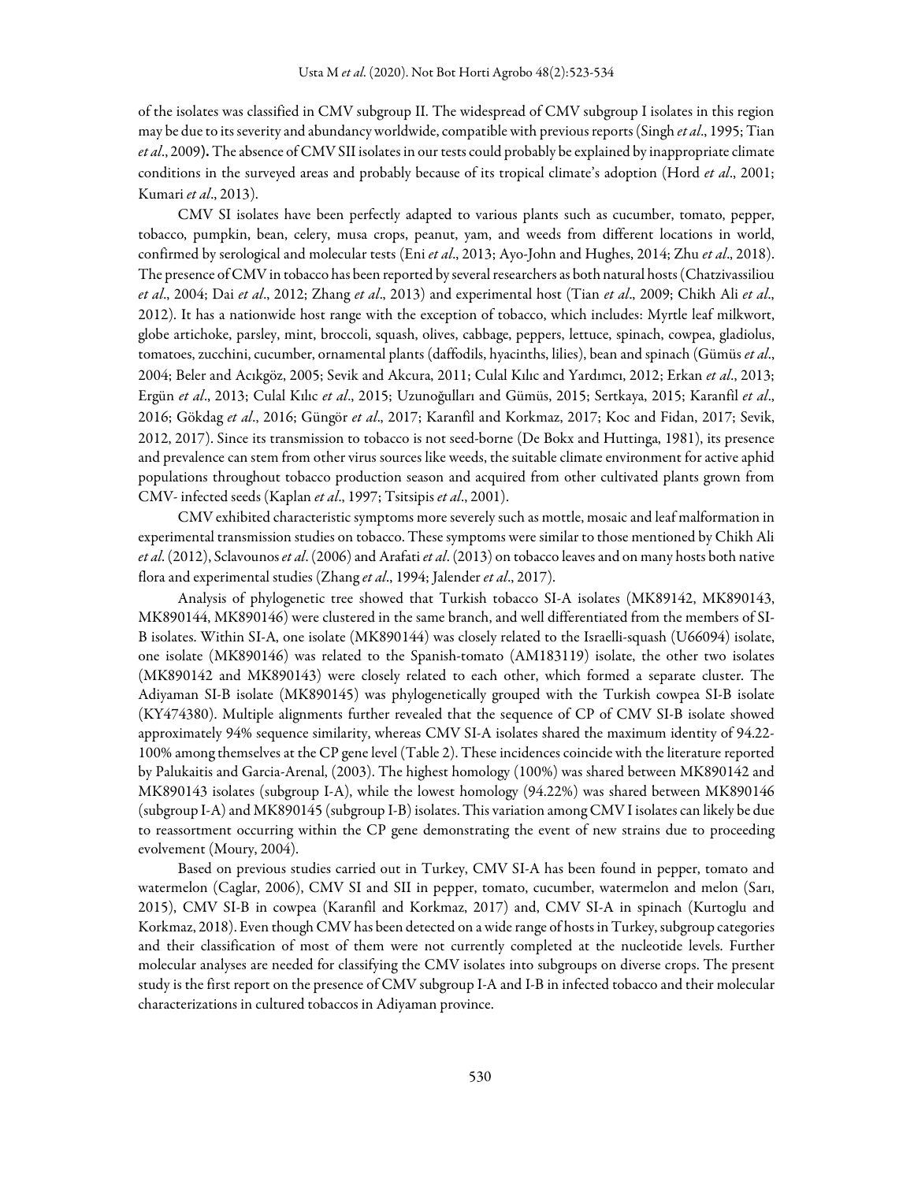of the isolates was classified in CMV subgroup II. The widespread of CMV subgroup I isolates in this region may be due to its severity and abundancy worldwide, compatible with previous reports (Singh *et al*., 1995; Tian *et al*., 2009). The absence of CMV SII isolates in our tests could probably be explained by inappropriate climate conditions in the surveyed areas and probably because of its tropical climate's adoption (Hord *et al*., 2001; Kumari *et al*., 2013).

CMV SI isolates have been perfectly adapted to various plants such as cucumber, tomato, pepper, tobacco, pumpkin, bean, celery, musa crops, peanut, yam, and weeds from different locations in world, confirmed by serological and molecular tests (Eni *et al*., 2013; Ayo-John and Hughes, 2014; Zhu *et al*., 2018). The presence of CMV in tobacco has been reported by several researchers as both natural hosts (Chatzivassiliou *et al*., 2004; Dai *et al*., 2012; Zhang *et al*., 2013) and experimental host (Tian *et al*., 2009; Chikh Ali *et al*., 2012). It has a nationwide host range with the exception of tobacco, which includes: Myrtle leaf milkwort, globe artichoke, parsley, mint, broccoli, squash, olives, cabbage, peppers, lettuce, spinach, cowpea, gladiolus, tomatoes, zucchini, cucumber, ornamental plants (daffodils, hyacinths, lilies), bean and spinach (Gümüs *et al*., 2004; Beler and Acıkgöz, 2005; Sevik and Akcura, 2011; Culal Kılıc and Yardımcı, 2012; Erkan *et al*., 2013; Ergün *et al*., 2013; Culal Kılıc *et al*., 2015; Uzunoğulları and Gümüs, 2015; Sertkaya, 2015; Karanfil *et al*., 2016; Gökdag *et al*., 2016; Güngör *et al*., 2017; Karanfil and Korkmaz, 2017; Koc and Fidan, 2017; Sevik, 2012, 2017). Since its transmission to tobacco is not seed-borne (De Bokx and Huttinga, 1981), its presence and prevalence can stem from other virus sources like weeds, the suitable climate environment for active aphid populations throughout tobacco production season and acquired from other cultivated plants grown from CMV- infected seeds (Kaplan *et al*., 1997; Tsitsipis *et al*., 2001).

CMV exhibited characteristic symptoms more severely such as mottle, mosaic and leaf malformation in experimental transmission studies on tobacco. These symptoms were similar to those mentioned by Chikh Ali *et al*. (2012), Sclavounos *et al*. (2006) and Arafati *et al*. (2013) on tobacco leaves and on many hosts both native flora and experimental studies (Zhang *et al*., 1994; Jalender *et al*., 2017).

Analysis of phylogenetic tree showed that Turkish tobacco SI-A isolates (MK89142, MK890143, MK890144, MK890146) were clustered in the same branch, and well differentiated from the members of SI-B isolates. Within SI-A, one isolate (MK890144) was closely related to the Israelli-squash (U66094) isolate, one isolate (MK890146) was related to the Spanish-tomato (AM183119) isolate, the other two isolates (MK890142 and MK890143) were closely related to each other, which formed a separate cluster. The Adiyaman SI-B isolate (MK890145) was phylogenetically grouped with the Turkish cowpea SI-B isolate (KY474380). Multiple alignments further revealed that the sequence of CP of CMV SI-B isolate showed approximately 94% sequence similarity, whereas CMV SI-A isolates shared the maximum identity of 94.22-100% among themselves at the CP gene level (Table 2). These incidences coincide with the literature reported by Palukaitis and Garcia-Arenal, (2003). The highest homology (100%) was shared between MK890142 and MK890143 isolates (subgroup I-A), while the lowest homology (94.22%) was shared between MK890146 (subgroup I-A) and MK890145 (subgroup I-B) isolates. This variation among CMV I isolates can likely be due to reassortment occurring within the CP gene demonstrating the event of new strains due to proceeding evolvement (Moury, 2004).

Based on previous studies carried out in Turkey, CMV SI-A has been found in pepper, tomato and watermelon (Caglar, 2006), CMV SI and SII in pepper, tomato, cucumber, watermelon and melon (Sarı, 2015), CMV SI-B in cowpea (Karanfil and Korkmaz, 2017) and, CMV SI-A in spinach (Kurtoglu and Korkmaz, 2018). Even though CMV has been detected on a wide range of hosts in Turkey, subgroup categories and their classification of most of them were not currently completed at the nucleotide levels. Further molecular analyses are needed for classifying the CMV isolates into subgroups on diverse crops. The present study is the first report on the presence of CMV subgroup I-A and I-B in infected tobacco and their molecular characterizations in cultured tobaccos in Adiyaman province.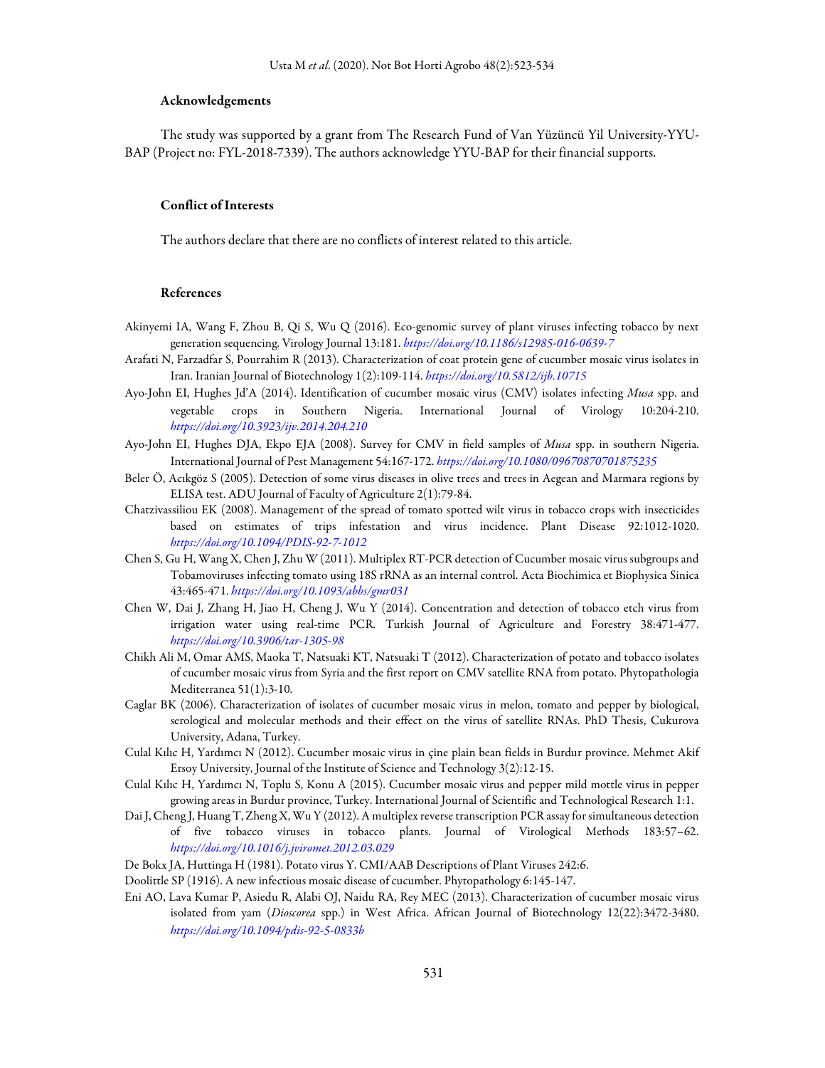## Acknowledgements

The study was supported by a grant from The Research Fund of Van Yüzüncü Yil University-YYU-BAP (Project no: FYL-2018-7339). The authors acknowledge YYU-BAP for their financial supports.

## Conflict of Interests

The authors declare that there are no conflicts of interest related to this article.

## References

Akinyemi IA, Wang F, Zhou B, Qi S, Wu Q (2016). Eco-genomic survey of plant viruses infecting tobacco by next generation sequencing. Virology Journal 13:181. https://doi.org/10.1186/s12985-016-0639-7

Arafati N, Farzadfar S, Pourrahim R (2013). Characterization of coat protein gene of cucumber mosaic virus isolates in Iran. Iranian Journal of Biotechnology 1(2):109-114. https://doi.org/10.5812/ijb.10715

Ayo-John EI, Hughes Jd'A (2014). Identification of cucumber mosaic virus (CMV) isolates infecting *Musa* spp. and vegetable crops in Southern Nigeria. International Journal of Virology 10:204-210. https://doi.org/10.3923/ijv.2014.204.210

Ayo-John EI, Hughes DJA, Ekpo EJA (2008). Survey for CMV in field samples of *Musa* spp. in southern Nigeria. International Journal of Pest Management 54:167-172. https://doi.org/10.1080/09670870701875235

Beler Ö, Acıkgöz S (2005). Detection of some virus diseases in olive trees and trees in Aegean and Marmara regions by ELISA test. ADU Journal of Faculty of Agriculture 2(1):79-84.

Chatzivassiliou EK (2008). Management of the spread of tomato spotted wilt virus in tobacco crops with insecticides based on estimates of trips infestation and virus incidence. Plant Disease 92:1012-1020. https://doi.org/10.1094/PDIS-92-7-1012

Chen S, Gu H, Wang X, Chen J, Zhu W (2011). Multiplex RT-PCR detection of Cucumber mosaic virus subgroups and Tobamoviruses infecting tomato using 18S rRNA as an internal control. Acta Biochimica et Biophysica Sinica 43:465-471. https://doi.org/10.1093/abbs/gmr031

Chen W, Dai J, Zhang H, Jiao H, Cheng J, Wu Y (2014). Concentration and detection of tobacco etch virus from irrigation water using real-time PCR. Turkish Journal of Agriculture and Forestry 38:471-477. https://doi.org/10.3906/tar-1305-98

Chikh Ali M, Omar AMS, Maoka T, Natsuaki KT, Natsuaki T (2012). Characterization of potato and tobacco isolates of cucumber mosaic virus from Syria and the first report on CMV satellite RNA from potato. Phytopathologia Mediterranea 51(1):3-10.

Caglar BK (2006). Characterization of isolates of cucumber mosaic virus in melon, tomato and pepper by biological, serological and molecular methods and their effect on the virus of satellite RNAs. PhD Thesis, Cukurova University, Adana, Turkey.

Culal Kılıc H, Yardımcı N (2012). Cucumber mosaic virus in çine plain bean fields in Burdur province. Mehmet Akif Ersoy University, Journal of the Institute of Science and Technology 3(2):12-15.

Culal Kılıc H, Yardımcı N, Toplu S, Konu A (2015). Cucumber mosaic virus and pepper mild mottle virus in pepper growing areas in Burdur province, Turkey. International Journal of Scientific and Technological Research 1:1.

Dai J, Cheng J, Huang T, Zheng X, Wu Y (2012). A multiplex reverse transcription PCR assay for simultaneous detection of five tobacco viruses in tobacco plants. Journal of Virological Methods 183:57–62. https://doi.org/10.1016/j.jviromet.2012.03.029

De Bokx JA, Huttinga H (1981). Potato virus Y. CMI/AAB Descriptions of Plant Viruses 242:6.

Doolittle SP (1916). A new infectious mosaic disease of cucumber. Phytopathology 6:145-147.

Eni AO, Lava Kumar P, Asiedu R, Alabi OJ, Naidu RA, Rey MEC (2013). Characterization of cucumber mosaic virus isolated from yam (*Dioscorea* spp.) in West Africa. African Journal of Biotechnology 12(22):3472-3480. https://doi.org/10.1094/pdis-92-5-0833b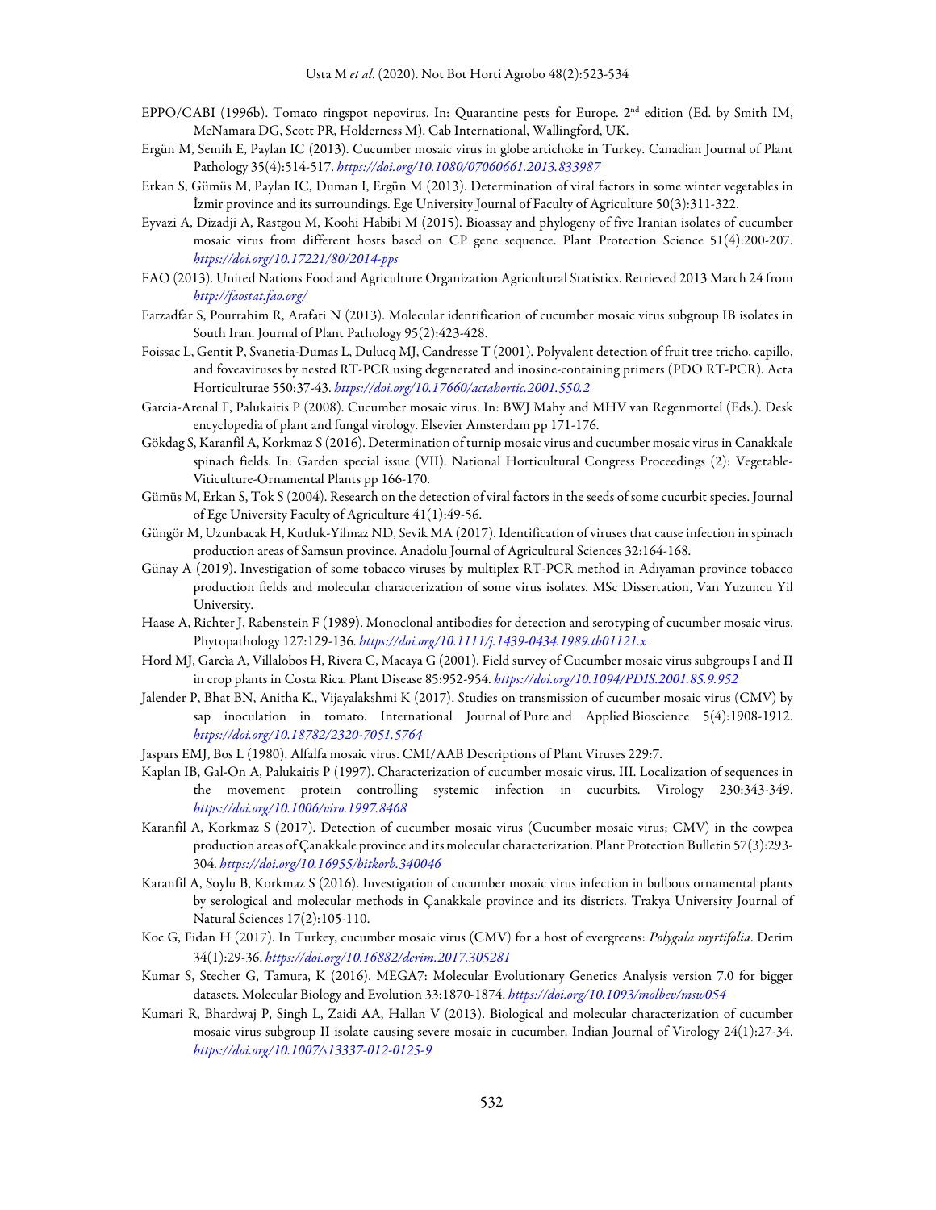EPPO/CABI (1996b). Tomato ringspot nepovirus. In: Quarantine pests for Europe. 2nd edition (Ed. by Smith IM, McNamara DG, Scott PR, Holderness M). Cab International, Wallingford, UK.

Ergün M, Semih E, Paylan IC (2013). Cucumber mosaic virus in globe artichoke in Turkey. Canadian Journal of Plant Pathology 35(4):514-517. *https://doi.org/10.1080/07060661.2013.833987*

Erkan S, Gümüs M, Paylan IC, Duman I, Ergün M (2013). Determination of viral factors in some winter vegetables in İzmir province and its surroundings. Ege University Journal of Faculty of Agriculture 50(3):311-322.

Eyvazi A, Dizadji A, Rastgou M, Koohi Habibi M (2015). Bioassay and phylogeny of five Iranian isolates of cucumber mosaic virus from different hosts based on CP gene sequence. Plant Protection Science 51(4):200-207. *https://doi.org/10.17221/80/2014-pps*

FAO (2013). United Nations Food and Agriculture Organization Agricultural Statistics. Retrieved 2013 March 24 from *http://faostat.fao.org/*

Farzadfar S, Pourrahim R, Arafati N (2013). Molecular identification of cucumber mosaic virus subgroup IB isolates in South Iran. Journal of Plant Pathology 95(2):423-428.

Foissac L, Gentit P, Svanetia-Dumas L, Dulucq MJ, Candresse T (2001). Polyvalent detection of fruit tree tricho, capillo, and foveaviruses by nested RT-PCR using degenerated and inosine-containing primers (PDO RT-PCR). Acta Horticulturae 550:37-43. *https://doi.org/10.17660/actahortic.2001.550.2*

Garcia-Arenal F, Palukaitis P (2008). Cucumber mosaic virus. In: BWJ Mahy and MHV van Regenmortel (Eds.). Desk encyclopedia of plant and fungal virology. Elsevier Amsterdam pp 171-176.

Gökdag S, Karanfil A, Korkmaz S (2016). Determination of turnip mosaic virus and cucumber mosaic virus in Canakkale spinach fields. In: Garden special issue (VII). National Horticultural Congress Proceedings (2): Vegetable-Viticulture-Ornamental Plants pp 166-170.

Gümüs M, Erkan S, Tok S (2004). Research on the detection of viral factors in the seeds of some cucurbit species. Journal of Ege University Faculty of Agriculture 41(1):49-56.

Güngör M, Uzunbacak H, Kutluk-Yilmaz ND, Sevik MA (2017). Identification of viruses that cause infection in spinach production areas of Samsun province. Anadolu Journal of Agricultural Sciences 32:164-168.

Günay A (2019). Investigation of some tobacco viruses by multiplex RT-PCR method in Adıyaman province tobacco production fields and molecular characterization of some virus isolates. MSc Dissertation, Van Yuzuncu Yil University.

Haase A, Richter J, Rabenstein F (1989). Monoclonal antibodies for detection and serotyping of cucumber mosaic virus. Phytopathology 127:129-136. *https://doi.org/10.1111/j.1439-0434.1989.tb01121.x*

Hord MJ, Garcia A, Villalobos H, Rivera C, Macaya G (2001). Field survey of Cucumber mosaic virus subgroups I and II in crop plants in Costa Rica. Plant Disease 85:952-954. *https://doi.org/10.1094/PDIS.2001.85.9.952*

Jalender P, Bhat BN, Anitha K., Vijayalakshmi K (2017). Studies on transmission of cucumber mosaic virus (CMV) by sap inoculation in tomato. International Journal of Pure and Applied Bioscience 5(4):1908-1912. *https://doi.org/10.18782/2320-7051.5764*

Jaspars EMJ, Bos L (1980). Alfalfa mosaic virus. CMI/AAB Descriptions of Plant Viruses 229:7.

Kaplan IB, Gal-On A, Palukaitis P (1997). Characterization of cucumber mosaic virus. III. Localization of sequences in the movement protein controlling systemic infection in cucurbits. Virology 230:343-349. *https://doi.org/10.1006/viro.1997.8468*

Karanfil A, Korkmaz S (2017). Detection of cucumber mosaic virus (Cucumber mosaic virus; CMV) in the cowpea production areas of Çanakkale province and its molecular characterization. Plant Protection Bulletin 57(3):293-304. *https://doi.org/10.16955/bitkorb.340046*

Karanfil A, Soylu B, Korkmaz S (2016). Investigation of cucumber mosaic virus infection in bulbous ornamental plants by serological and molecular methods in Çanakkale province and its districts. Trakya University Journal of Natural Sciences 17(2):105-110.

Koc G, Fidan H (2017). In Turkey, cucumber mosaic virus (CMV) for a host of evergreens: *Polygala myrtifolia*. Derim 34(1):29-36. *https://doi.org/10.16882/derim.2017.305281*

Kumar S, Stecher G, Tamura, K (2016). MEGA7: Molecular Evolutionary Genetics Analysis version 7.0 for bigger datasets. Molecular Biology and Evolution 33:1870-1874. *https://doi.org/10.1093/molbev/msw054*

Kumari R, Bhardwaj P, Singh L, Zaidi AA, Hallan V (2013). Biological and molecular characterization of cucumber mosaic virus subgroup II isolate causing severe mosaic in cucumber. Indian Journal of Virology 24(1):27-34. *https://doi.org/10.1007/s13337-012-0125-9*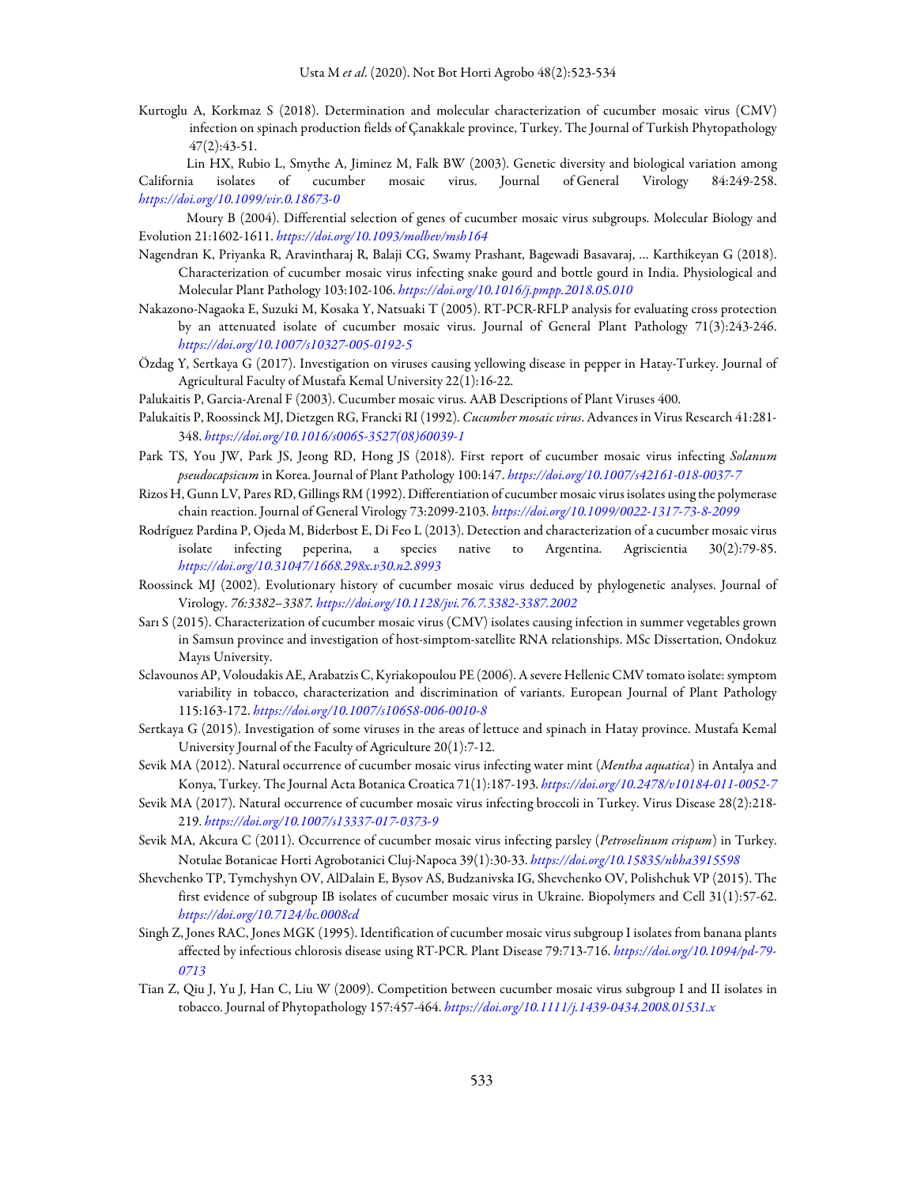Kurtoglu A, Korkmaz S (2018). Determination and molecular characterization of cucumber mosaic virus (CMV) infection on spinach production fields of Çanakkale province, Turkey. The Journal of Turkish Phytopathology 47(2):43-51.

Lin HX, Rubio L, Smythe A, Jiminez M, Falk BW (2003). Genetic diversity and biological variation among California isolates of cucumber mosaic virus. Journal of General Virology 84:249-258. *https://doi.org/10.1099/vir.0.18673-0*

Moury B (2004). Differential selection of genes of cucumber mosaic virus subgroups. Molecular Biology and Evolution 21:1602-1611. *https://doi.org/10.1093/molbev/msh164*

Nagendran K, Priyanka R, Aravintharaj R, Balaji CG, Swamy Prashant, Bagewadi Basavaraj, … Karthikeyan G (2018). Characterization of cucumber mosaic virus infecting snake gourd and bottle gourd in India. Physiological and Molecular Plant Pathology 103:102-106. *https://doi.org/10.1016/j.pmpp.2018.05.010*

Nakazono-Nagaoka E, Suzuki M, Kosaka Y, Natsuaki T (2005). RT-PCR-RFLP analysis for evaluating cross protection by an attenuated isolate of cucumber mosaic virus. Journal of General Plant Pathology 71(3):243-246. *https://doi.org/10.1007/s10327-005-0192-5*

Özdag Y, Sertkaya G (2017). Investigation on viruses causing yellowing disease in pepper in Hatay-Turkey. Journal of Agricultural Faculty of Mustafa Kemal University 22(1):16-22.

Palukaitis P, Garcia-Arenal F (2003). Cucumber mosaic virus. AAB Descriptions of Plant Viruses 400.

Palukaitis P, Roossinck MJ, Dietzgen RG, Francki RI (1992). *Cucumber mosaic virus*. Advances in Virus Research 41:281-348. *https://doi.org/10.1016/s0065-3527(08)60039-1*

Park TS, You JW, Park JS, Jeong RD, Hong JS (2018). First report of cucumber mosaic virus infecting *Solanum pseudocapsicum* in Korea. Journal of Plant Pathology 100:147. *https://doi.org/10.1007/s42161-018-0037-7*

Rizos H, Gunn LV, Pares RD, Gillings RM (1992). Differentiation of cucumber mosaic virus isolates using the polymerase chain reaction. Journal of General Virology 73:2099-2103. *https://doi.org/10.1099/0022-1317-73-8-2099*

Rodríguez Pardina P, Ojeda M, Biderbost E, Di Feo L (2013). Detection and characterization of a cucumber mosaic virus isolate infecting peperina, a species native to Argentina. Agriscientia 30(2):79-85. *https://doi.org/10.31047/1668.298x.v30.n2.8993*

Roossinck MJ (2002). Evolutionary history of cucumber mosaic virus deduced by phylogenetic analyses. Journal of Virology. *76:3382–3387. https://doi.org/10.1128/jvi.76.7.3382-3387.2002*

Sarı S (2015). Characterization of cucumber mosaic virus (CMV) isolates causing infection in summer vegetables grown in Samsun province and investigation of host-simptom-satellite RNA relationships. MSc Dissertation, Ondokuz Mayıs University.

Sclavounos AP, Voloudakis AE, Arabatzis C, Kyriakopoulou PE (2006). A severe Hellenic CMV tomato isolate: symptom variability in tobacco, characterization and discrimination of variants. European Journal of Plant Pathology 115:163-172. *https://doi.org/10.1007/s10658-006-0010-8*

Sertkaya G (2015). Investigation of some viruses in the areas of lettuce and spinach in Hatay province. Mustafa Kemal University Journal of the Faculty of Agriculture 20(1):7-12.

Sevik MA (2012). Natural occurrence of cucumber mosaic virus infecting water mint (*Mentha aquatica*) in Antalya and Konya, Turkey. The Journal Acta Botanica Croatica 71(1):187-193. *https://doi.org/10.2478/v10184-011-0052-7*

Sevik MA (2017). Natural occurrence of cucumber mosaic virus infecting broccoli in Turkey. Virus Disease 28(2):218-219. *https://doi.org/10.1007/s13337-017-0373-9*

Sevik MA, Akcura C (2011). Occurrence of cucumber mosaic virus infecting parsley (*Petroselinum crispum*) in Turkey. Notulae Botanicae Horti Agrobotanici Cluj-Napoca 39(1):30-33. *https://doi.org/10.15835/nbha3915598*

Shevchenko TP, Tymchyshyn OV, AlDalain E, Bysov AS, Budzanivska IG, Shevchenko OV, Polishchuk VP (2015). The first evidence of subgroup IB isolates of cucumber mosaic virus in Ukraine. Biopolymers and Cell 31(1):57-62. *https://doi.org/10.7124/bc.0008cd*

Singh Z, Jones RAC, Jones MGK (1995). Identification of cucumber mosaic virus subgroup I isolates from banana plants affected by infectious chlorosis disease using RT-PCR. Plant Disease 79:713-716. *https://doi.org/10.1094/pd-79-0713*

Tian Z, Qiu J, Yu J, Han C, Liu W (2009). Competition between cucumber mosaic virus subgroup I and II isolates in tobacco. Journal of Phytopathology 157:457-464. *https://doi.org/10.1111/j.1439-0434.2008.01531.x*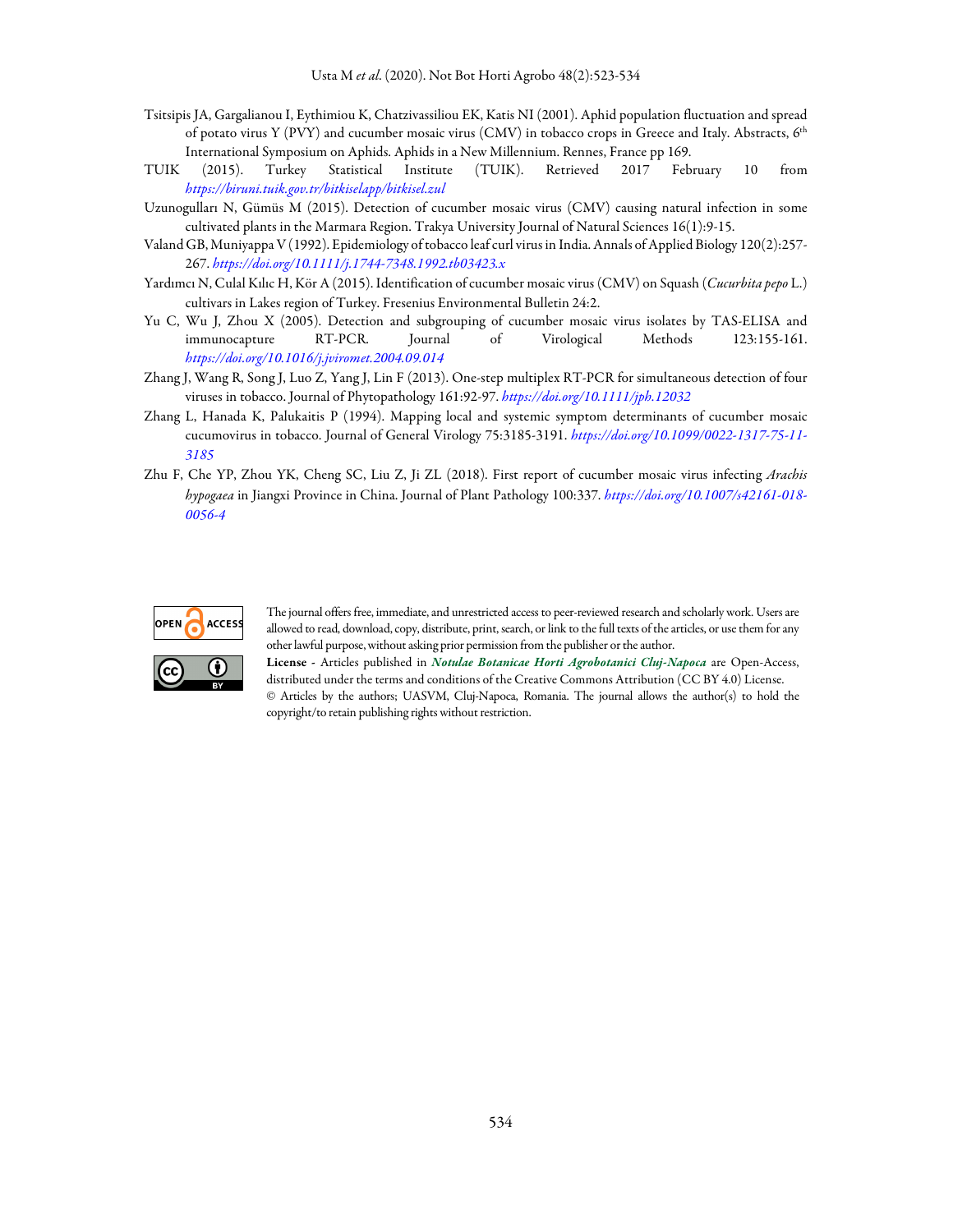Tsitsipis JA, Gargalianou I, Eythimiou K, Chatzivassiliou EK, Katis NI (2001). Aphid population fluctuation and spread of potato virus Y (PVY) and cucumber mosaic virus (CMV) in tobacco crops in Greece and Italy. Abstracts, 6th International Symposium on Aphids. Aphids in a New Millennium. Rennes, France pp 169.

TUIK (2015). Turkey Statistical Institute (TUIK). Retrieved 2017 February 10 from *https://biruni.tuik.gov.tr/bitkiselapp/bitkisel.zul*

Uzunogulları N, Gümüs M (2015). Detection of cucumber mosaic virus (CMV) causing natural infection in some cultivated plants in the Marmara Region. Trakya University Journal of Natural Sciences 16(1):9-15.

Valand GB, Muniyappa V (1992). Epidemiology of tobacco leaf curl virus in India. Annals of Applied Biology 120(2):257-267. *https://doi.org/10.1111/j.1744-7348.1992.tb03423.x*

Yardımcı N, Culal Kılıc H, Kör A (2015). Identification of cucumber mosaic virus (CMV) on Squash (*Cucurbita pepo* L.) cultivars in Lakes region of Turkey. Fresenius Environmental Bulletin 24:2.

Yu C, Wu J, Zhou X (2005). Detection and subgrouping of cucumber mosaic virus isolates by TAS-ELISA and immunocapture RT-PCR. Journal of Virological Methods 123:155-161. *https://doi.org/10.1016/j.jviromet.2004.09.014*

Zhang J, Wang R, Song J, Luo Z, Yang J, Lin F (2013). One-step multiplex RT-PCR for simultaneous detection of four viruses in tobacco. Journal of Phytopathology 161:92-97. *https://doi.org/10.1111/jph.12032*

Zhang L, Hanada K, Palukaitis P (1994). Mapping local and systemic symptom determinants of cucumber mosaic cucumovirus in tobacco. Journal of General Virology 75:3185-3191. *https://doi.org/10.1099/0022-1317-75-11-3185*

Zhu F, Che YP, Zhou YK, Cheng SC, Liu Z, Ji ZL (2018). First report of cucumber mosaic virus infecting *Arachis hypogaea* in Jiangxi Province in China. Journal of Plant Pathology 100:337. *https://doi.org/10.1007/s42161-018-0056-4*

The journal offers free, immediate, and unrestricted access to peer-reviewed research and scholarly work. Users are allowed to read, download, copy, distribute, print, search, or link to the full texts of the articles, or use them for any other lawful purpose, without asking prior permission from the publisher or the author.

**License** - Articles published in ***Notulae Botanicae Horti Agrobotanici Cluj-Napoca*** are Open-Access, distributed under the terms and conditions of the Creative Commons Attribution (CC BY 4.0) License.
© Articles by the authors; UASVM, Cluj-Napoca, Romania. The journal allows the author(s) to hold the copyright/to retain publishing rights without restriction.